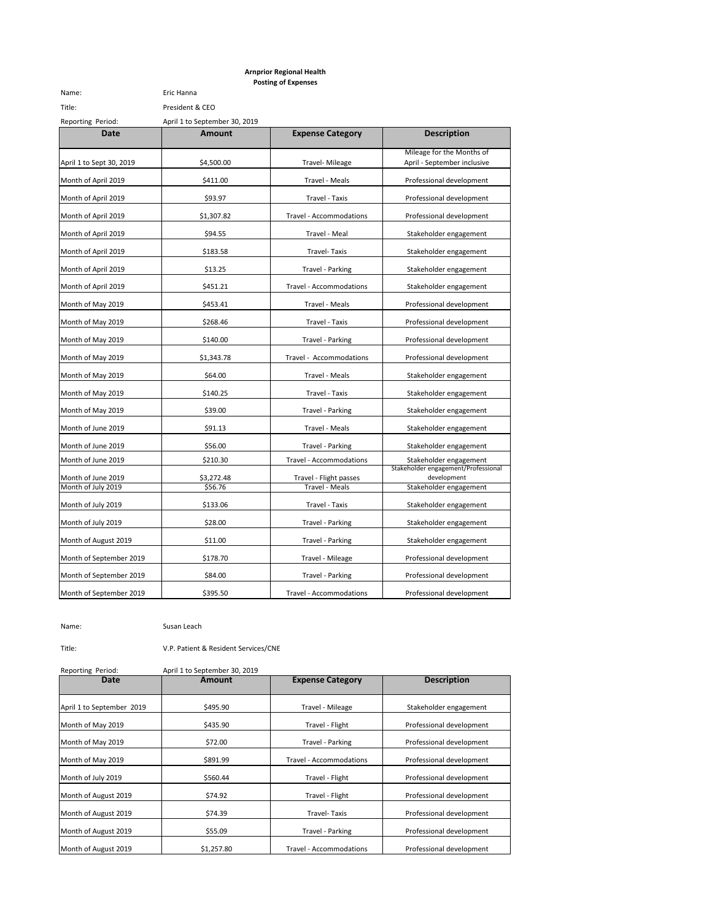**Arnprior Regional Health**
**Posting of Expenses**

Name: Eric Hanna

Title: President & CEO

Reporting Period: April 1 to September 30, 2019

| Date | Amount | Expense Category | Description |
|---|---|---|---|
| April 1 to Sept 30, 2019 | $4,500.00 | Travel- Mileage | Mileage for the Months of April - September inclusive |
| Month of April 2019 | $411.00 | Travel - Meals | Professional development |
| Month of April 2019 | $93.97 | Travel - Taxis | Professional development |
| Month of April 2019 | $1,307.82 | Travel - Accommodations | Professional development |
| Month of April 2019 | $94.55 | Travel - Meal | Stakeholder engagement |
| Month of April 2019 | $183.58 | Travel- Taxis | Stakeholder engagement |
| Month of April 2019 | $13.25 | Travel - Parking | Stakeholder engagement |
| Month of April 2019 | $451.21 | Travel - Accommodations | Stakeholder engagement |
| Month of May 2019 | $453.41 | Travel - Meals | Professional development |
| Month of May 2019 | $268.46 | Travel - Taxis | Professional development |
| Month of May 2019 | $140.00 | Travel - Parking | Professional development |
| Month of May 2019 | $1,343.78 | Travel - Accommodations | Professional development |
| Month of May 2019 | $64.00 | Travel - Meals | Stakeholder engagement |
| Month of May 2019 | $140.25 | Travel - Taxis | Stakeholder engagement |
| Month of May 2019 | $39.00 | Travel - Parking | Stakeholder engagement |
| Month of June 2019 | $91.13 | Travel - Meals | Stakeholder engagement |
| Month of June 2019 | $56.00 | Travel - Parking | Stakeholder engagement |
| Month of June 2019 | $210.30 | Travel - Accommodations | Stakeholder engagement |
| Month of June 2019 | $3,272.48 | Travel - Flight passes | Stakeholder engagement/Professional development |
| Month of July 2019 | $56.76 | Travel - Meals | Stakeholder engagement |
| Month of July 2019 | $133.06 | Travel - Taxis | Stakeholder engagement |
| Month of July 2019 | $28.00 | Travel - Parking | Stakeholder engagement |
| Month of August 2019 | $11.00 | Travel - Parking | Stakeholder engagement |
| Month of September 2019 | $178.70 | Travel - Mileage | Professional development |
| Month of September 2019 | $84.00 | Travel - Parking | Professional development |
| Month of September 2019 | $395.50 | Travel - Accommodations | Professional development |

Name: Susan Leach

Title: V.P. Patient & Resident Services/CNE

Reporting Period: April 1 to September 30, 2019

| Date | Amount | Expense Category | Description |
|---|---|---|---|
| April 1 to September 2019 | $495.90 | Travel - Mileage | Stakeholder engagement |
| Month of May 2019 | $435.90 | Travel - Flight | Professional development |
| Month of May 2019 | $72.00 | Travel - Parking | Professional development |
| Month of May 2019 | $891.99 | Travel - Accommodations | Professional development |
| Month of July 2019 | $560.44 | Travel - Flight | Professional development |
| Month of August 2019 | $74.92 | Travel - Flight | Professional development |
| Month of August 2019 | $74.39 | Travel- Taxis | Professional development |
| Month of August 2019 | $55.09 | Travel - Parking | Professional development |
| Month of August 2019 | $1,257.80 | Travel - Accommodations | Professional development |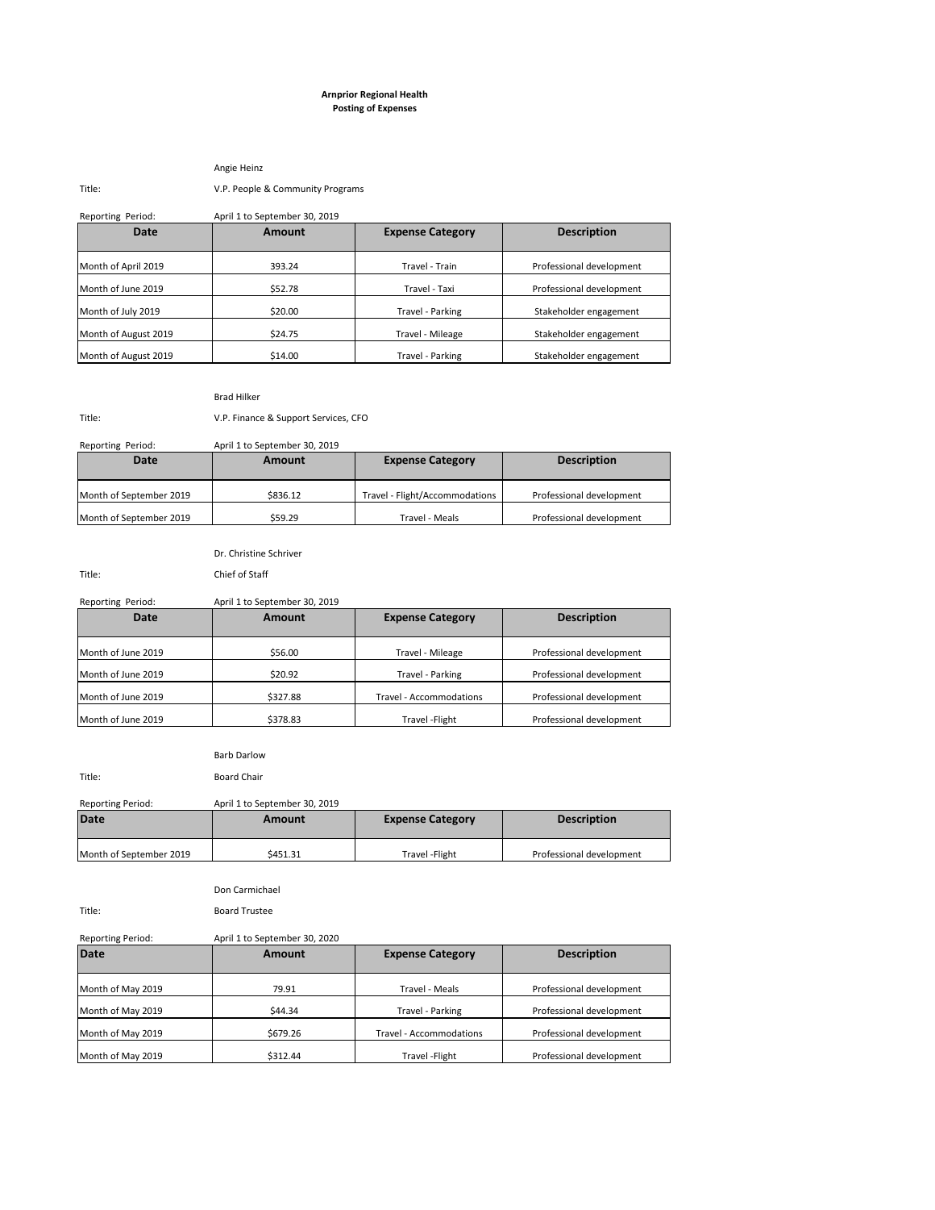**Arnprior Regional Health**
**Posting of Expenses**

Angie Heinz

Title: V.P. People & Community Programs

Reporting Period: April 1 to September 30, 2019

| Date | Amount | Expense Category | Description |
|---|---|---|---|
| Month of April 2019 | 393.24 | Travel - Train | Professional development |
| Month of June 2019 | $52.78 | Travel - Taxi | Professional development |
| Month of July 2019 | $20.00 | Travel - Parking | Stakeholder engagement |
| Month of August 2019 | $24.75 | Travel - Mileage | Stakeholder engagement |
| Month of August 2019 | $14.00 | Travel - Parking | Stakeholder engagement |

Brad Hilker

Title: V.P. Finance & Support Services, CFO

Reporting Period: April 1 to September 30, 2019

| Date | Amount | Expense Category | Description |
|---|---|---|---|
| Month of September 2019 | $836.12 | Travel - Flight/Accommodations | Professional development |
| Month of September 2019 | $59.29 | Travel - Meals | Professional development |

Dr. Christine Schriver

Title: Chief of Staff

Reporting Period: April 1 to September 30, 2019

| Date | Amount | Expense Category | Description |
|---|---|---|---|
| Month of June 2019 | $56.00 | Travel - Mileage | Professional development |
| Month of June 2019 | $20.92 | Travel - Parking | Professional development |
| Month of June 2019 | $327.88 | Travel - Accommodations | Professional development |
| Month of June 2019 | $378.83 | Travel -Flight | Professional development |

Barb Darlow

Title: Board Chair

Reporting Period: April 1 to September 30, 2019

| Date | Amount | Expense Category | Description |
|---|---|---|---|
| Month of September 2019 | $451.31 | Travel -Flight | Professional development |

Don Carmichael

Title: Board Trustee

Reporting Period: April 1 to September 30, 2020

| Date | Amount | Expense Category | Description |
|---|---|---|---|
| Month of May 2019 | 79.91 | Travel - Meals | Professional development |
| Month of May 2019 | $44.34 | Travel - Parking | Professional development |
| Month of May 2019 | $679.26 | Travel - Accommodations | Professional development |
| Month of May 2019 | $312.44 | Travel -Flight | Professional development |